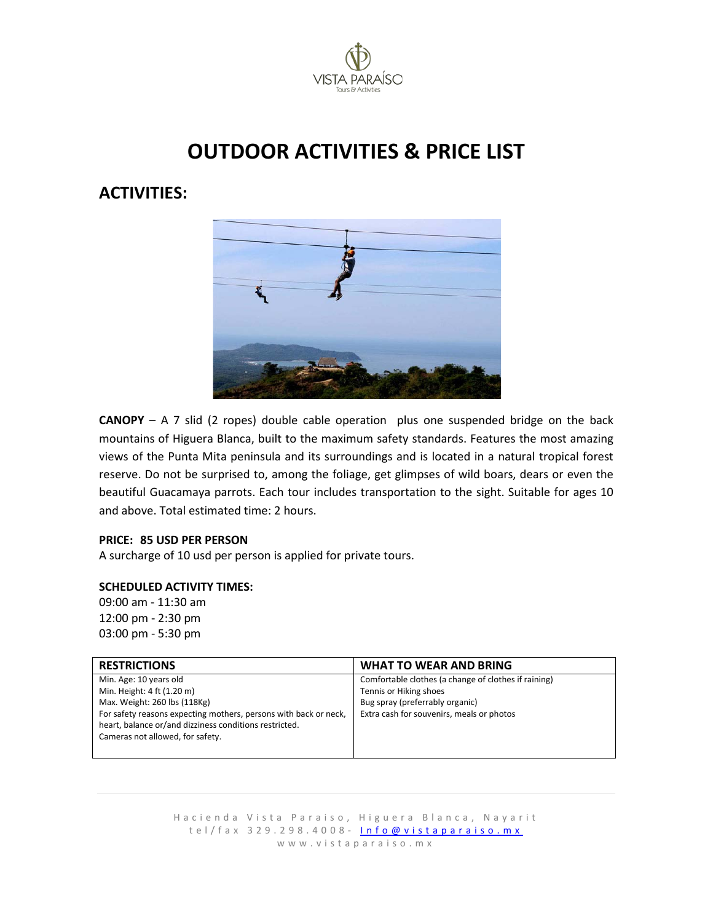VISTA PARAÍSO
Tours & Activities

# OUTDOOR ACTIVITIES & PRICE LIST

## ACTIVITIES:

**CANOPY** – A 7 slid (2 ropes) double cable operation plus one suspended bridge on the back mountains of Higuera Blanca, built to the maximum safety standards. Features the most amazing views of the Punta Mita peninsula and its surroundings and is located in a natural tropical forest reserve. Do not be surprised to, among the foliage, get glimpses of wild boars, dears or even the beautiful Guacamaya parrots. Each tour includes transportation to the sight. Suitable for ages 10 and above. Total estimated time: 2 hours.

**PRICE: 85 USD PER PERSON**
A surcharge of 10 usd per person is applied for private tours.

**SCHEDULED ACTIVITY TIMES:**
09:00 am - 11:30 am
12:00 pm - 2:30 pm
03:00 pm - 5:30 pm

| RESTRICTIONS | WHAT TO WEAR AND BRING |
|---|---|
| Min. Age: 10 years old<br>Min. Height: 4 ft (1.20 m)<br>Max. Weight: 260 lbs (118Kg)<br>For safety reasons expecting mothers, persons with back or neck, heart, balance or/and dizziness conditions restricted.<br>Cameras not allowed, for safety. | Comfortable clothes (a change of clothes if raining)<br>Tennis or Hiking shoes<br>Bug spray (preferrably organic)<br>Extra cash for souvenirs, meals or photos |

Hacienda Vista Paraiso, Higuera Blanca, Nayarit
tel/fax 329.298.4008- Info@vistaparaiso.mx
www.vistaparaiso.mx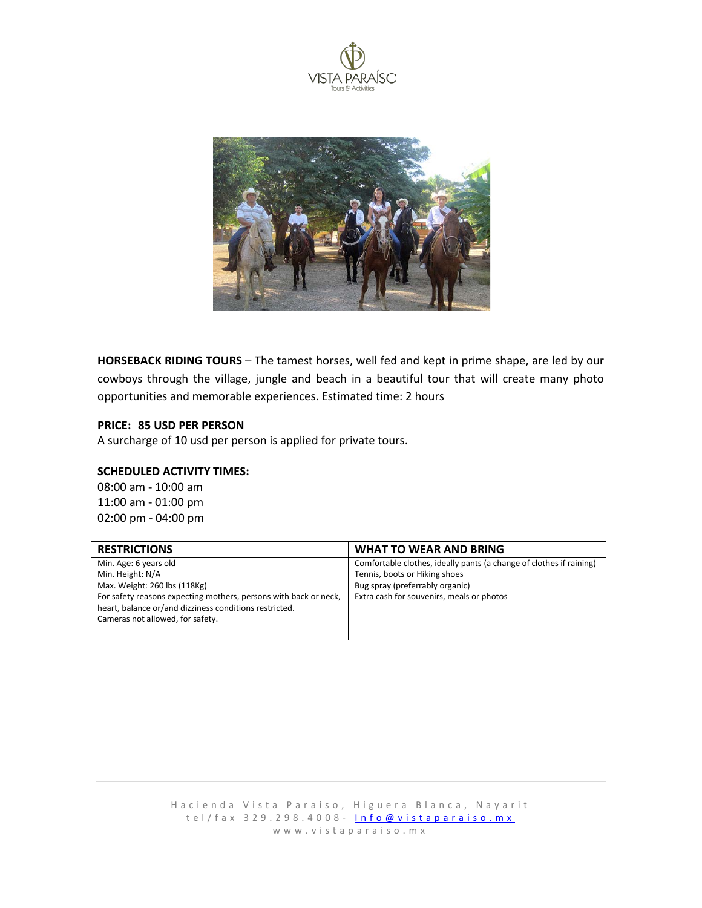VISTA PARAÍSO
Tours & Activities

**HORSEBACK RIDING TOURS** – The tamest horses, well fed and kept in prime shape, are led by our cowboys through the village, jungle and beach in a beautiful tour that will create many photo opportunities and memorable experiences. Estimated time: 2 hours

**PRICE: 85 USD PER PERSON**
A surcharge of 10 usd per person is applied for private tours.

**SCHEDULED ACTIVITY TIMES:**
08:00 am - 10:00 am
11:00 am - 01:00 pm
02:00 pm - 04:00 pm

| RESTRICTIONS | WHAT TO WEAR AND BRING |
| --- | --- |
| Min. Age: 6 years old<br>Min. Height: N/A<br>Max. Weight: 260 lbs (118Kg)<br>For safety reasons expecting mothers, persons with back or neck, heart, balance or/and dizziness conditions restricted.<br>Cameras not allowed, for safety. | Comfortable clothes, ideally pants (a change of clothes if raining)<br>Tennis, boots or Hiking shoes<br>Bug spray (preferrably organic)<br>Extra cash for souvenirs, meals or photos |

Hacienda Vista Paraiso, Higuera Blanca, Nayarit
tel/fax 329.298.4008- Info@vistaparaiso.mx
www.vistaparaiso.mx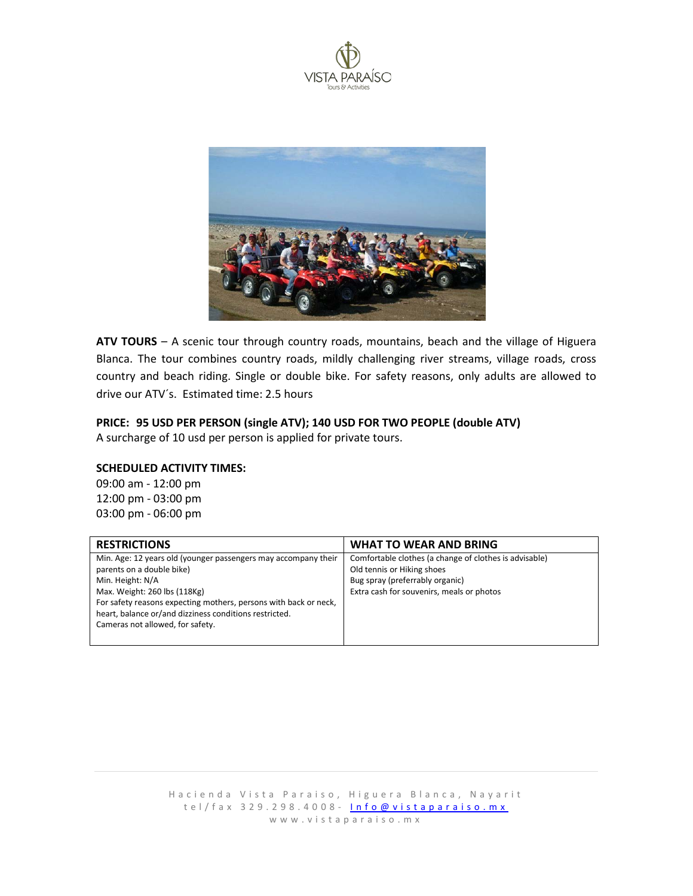**ATV TOURS** – A scenic tour through country roads, mountains, beach and the village of Higuera Blanca. The tour combines country roads, mildly challenging river streams, village roads, cross country and beach riding. Single or double bike. For safety reasons, only adults are allowed to drive our ATV´s. Estimated time: 2.5 hours

**PRICE: 95 USD PER PERSON (single ATV); 140 USD FOR TWO PEOPLE (double ATV)**
A surcharge of 10 usd per person is applied for private tours.

**SCHEDULED ACTIVITY TIMES:**
09:00 am - 12:00 pm
12:00 pm - 03:00 pm
03:00 pm - 06:00 pm

| RESTRICTIONS | WHAT TO WEAR AND BRING |
| --- | --- |
| Min. Age: 12 years old (younger passengers may accompany their parents on a double bike)<br>Min. Height: N/A<br>Max. Weight: 260 lbs (118Kg)<br>For safety reasons expecting mothers, persons with back or neck, heart, balance or/and dizziness conditions restricted.<br>Cameras not allowed, for safety. | Comfortable clothes (a change of clothes is advisable)<br>Old tennis or Hiking shoes<br>Bug spray (preferrably organic)<br>Extra cash for souvenirs, meals or photos |

Hacienda Vista Paraiso, Higuera Blanca, Nayarit
tel/fax 329.298.4008- Info@vistaparaiso.mx
www.vistaparaiso.mx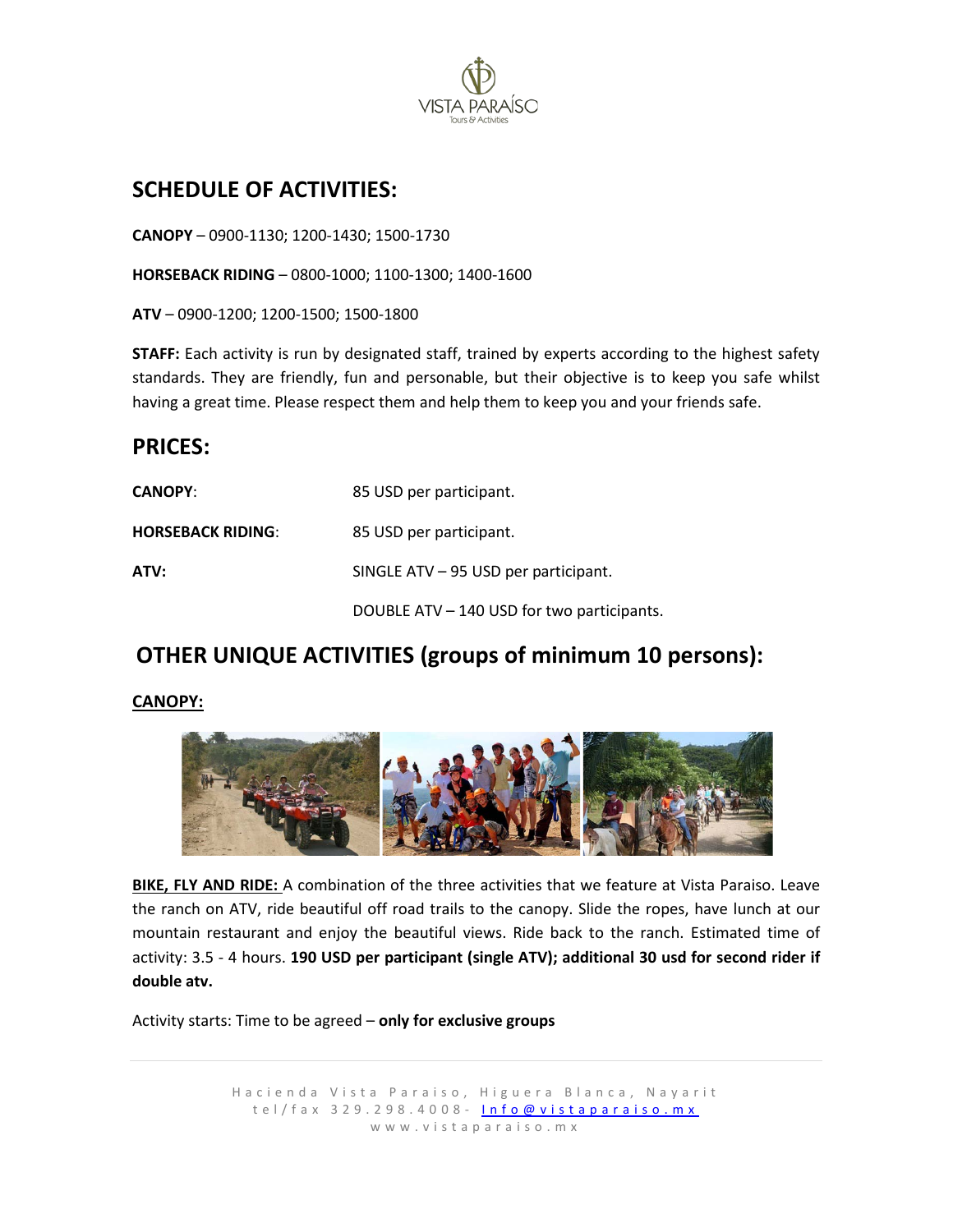## SCHEDULE OF ACTIVITIES:

**CANOPY** – 0900-1130; 1200-1430; 1500-1730

**HORSEBACK RIDING** – 0800-1000; 1100-1300; 1400-1600

**ATV** – 0900-1200; 1200-1500; 1500-1800

**STAFF:** Each activity is run by designated staff, trained by experts according to the highest safety standards. They are friendly, fun and personable, but their objective is to keep you safe whilst having a great time. Please respect them and help them to keep you and your friends safe.

## PRICES:

| | |
|---|---|
| **CANOPY**: | 85 USD per participant. |
| **HORSEBACK RIDING**: | 85 USD per participant. |
| **ATV:** | SINGLE ATV – 95 USD per participant. |
| | DOUBLE ATV – 140 USD for two participants. |

## OTHER UNIQUE ACTIVITIES (groups of minimum 10 persons):

**CANOPY:**

**BIKE, FLY AND RIDE:** A combination of the three activities that we feature at Vista Paraiso. Leave the ranch on ATV, ride beautiful off road trails to the canopy. Slide the ropes, have lunch at our mountain restaurant and enjoy the beautiful views. Ride back to the ranch. Estimated time of activity: 3.5 - 4 hours. **190 USD per participant (single ATV); additional 30 usd for second rider if double atv.**

Activity starts: Time to be agreed – **only for exclusive groups**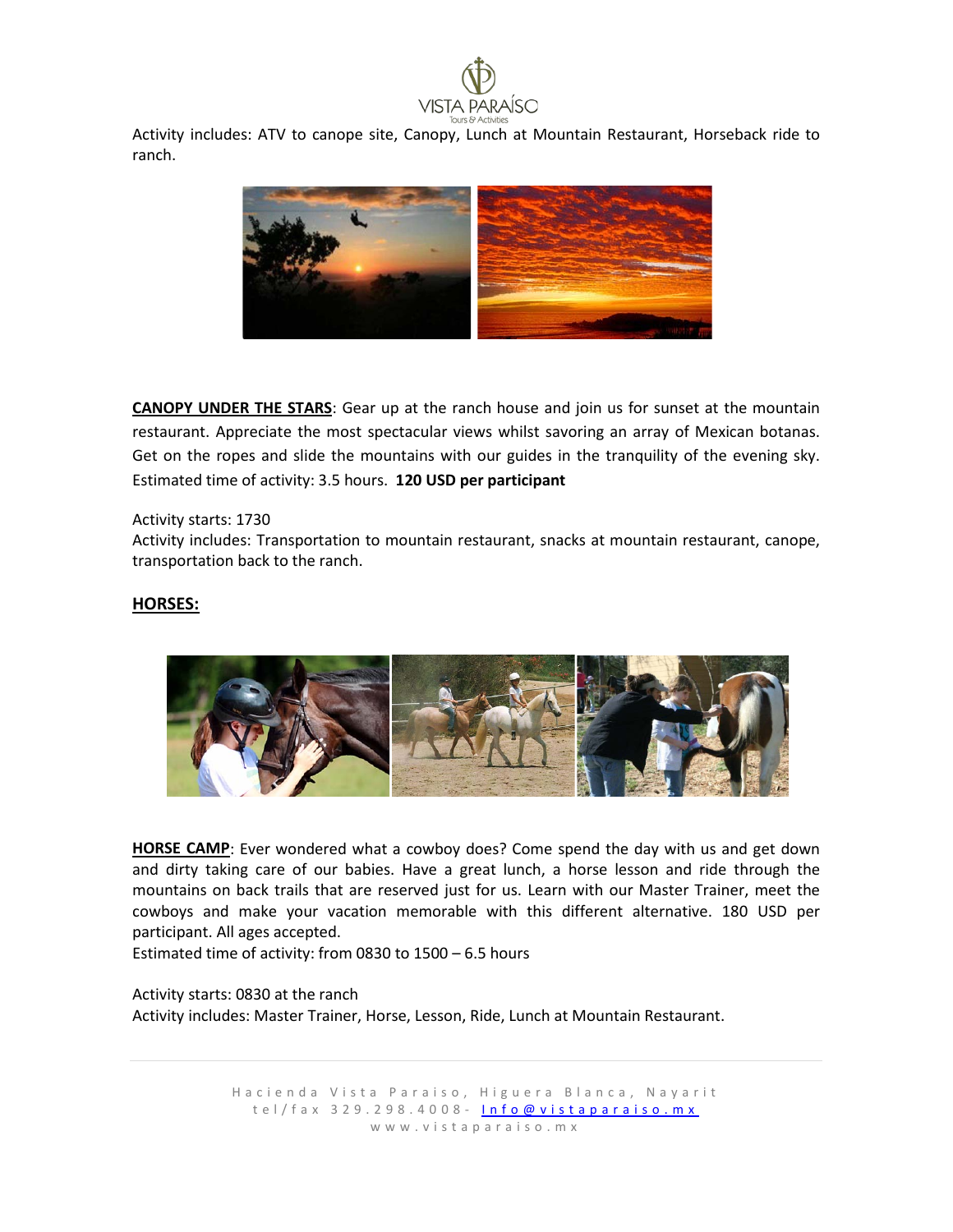Activity includes: ATV to canope site, Canopy, Lunch at Mountain Restaurant, Horseback ride to ranch.

**CANOPY UNDER THE STARS**: Gear up at the ranch house and join us for sunset at the mountain restaurant. Appreciate the most spectacular views whilst savoring an array of Mexican botanas. Get on the ropes and slide the mountains with our guides in the tranquility of the evening sky. Estimated time of activity: 3.5 hours. **120 USD per participant**

Activity starts: 1730
Activity includes: Transportation to mountain restaurant, snacks at mountain restaurant, canope, transportation back to the ranch.

## HORSES:

**HORSE CAMP**: Ever wondered what a cowboy does? Come spend the day with us and get down and dirty taking care of our babies. Have a great lunch, a horse lesson and ride through the mountains on back trails that are reserved just for us. Learn with our Master Trainer, meet the cowboys and make your vacation memorable with this different alternative. 180 USD per participant. All ages accepted.
Estimated time of activity: from 0830 to 1500 – 6.5 hours

Activity starts: 0830 at the ranch
Activity includes: Master Trainer, Horse, Lesson, Ride, Lunch at Mountain Restaurant.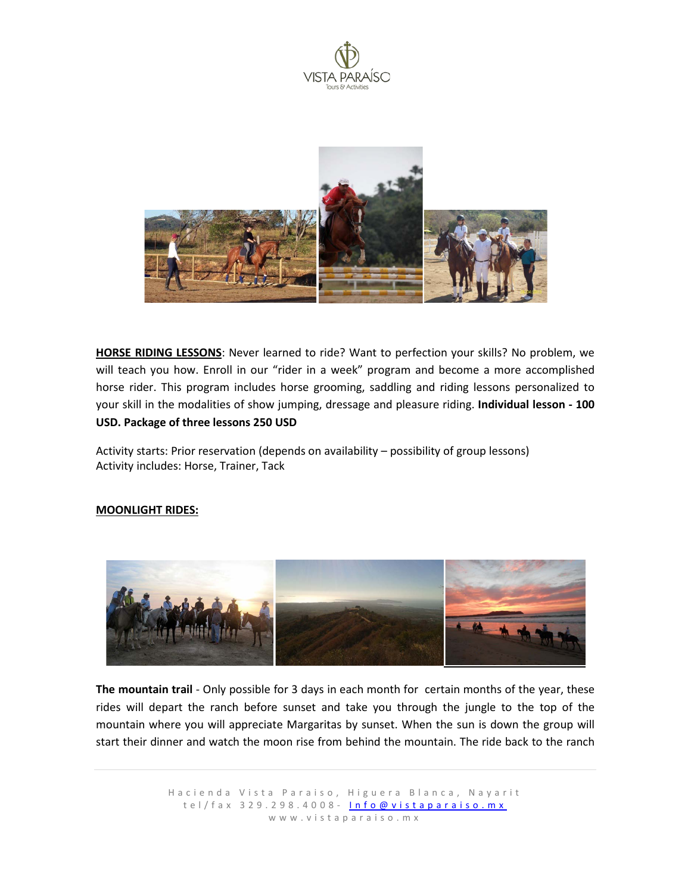**HORSE RIDING LESSONS**: Never learned to ride? Want to perfection your skills? No problem, we will teach you how. Enroll in our "rider in a week" program and become a more accomplished horse rider. This program includes horse grooming, saddling and riding lessons personalized to your skill in the modalities of show jumping, dressage and pleasure riding. **Individual lesson - 100 USD. Package of three lessons 250 USD**

Activity starts: Prior reservation (depends on availability – possibility of group lessons)
Activity includes: Horse, Trainer, Tack

**MOONLIGHT RIDES:**

**The mountain trail** - Only possible for 3 days in each month for certain months of the year, these rides will depart the ranch before sunset and take you through the jungle to the top of the mountain where you will appreciate Margaritas by sunset. When the sun is down the group will start their dinner and watch the moon rise from behind the mountain. The ride back to the ranch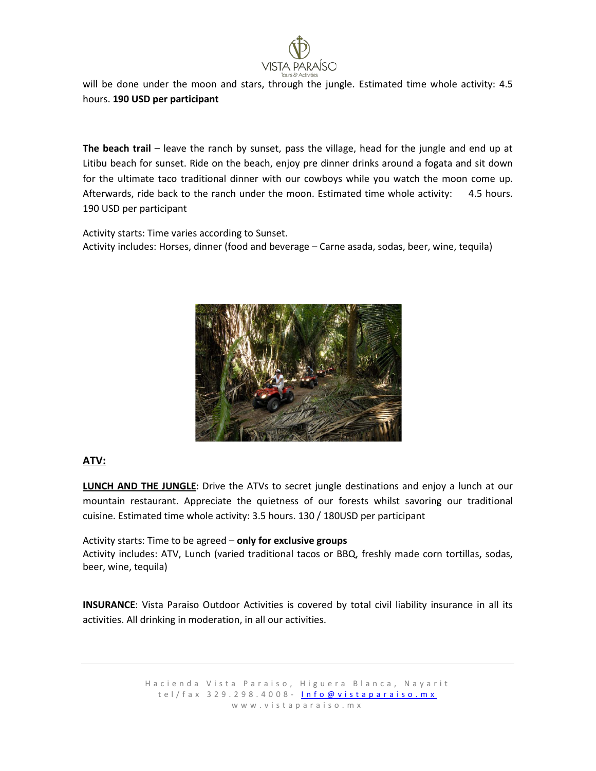will be done under the moon and stars, through the jungle. Estimated time whole activity: 4.5 hours. **190 USD per participant**

**The beach trail** – leave the ranch by sunset, pass the village, head for the jungle and end up at Litibu beach for sunset. Ride on the beach, enjoy pre dinner drinks around a fogata and sit down for the ultimate taco traditional dinner with our cowboys while you watch the moon come up. Afterwards, ride back to the ranch under the moon. Estimated time whole activity: 4.5 hours. 190 USD per participant

Activity starts: Time varies according to Sunset.
Activity includes: Horses, dinner (food and beverage – Carne asada, sodas, beer, wine, tequila)

## ATV:

**LUNCH AND THE JUNGLE**: Drive the ATVs to secret jungle destinations and enjoy a lunch at our mountain restaurant. Appreciate the quietness of our forests whilst savoring our traditional cuisine. Estimated time whole activity: 3.5 hours. 130 / 180USD per participant

Activity starts: Time to be agreed – **only for exclusive groups**
Activity includes: ATV, Lunch (varied traditional tacos or BBQ, freshly made corn tortillas, sodas, beer, wine, tequila)

**INSURANCE**: Vista Paraiso Outdoor Activities is covered by total civil liability insurance in all its activities. All drinking in moderation, in all our activities.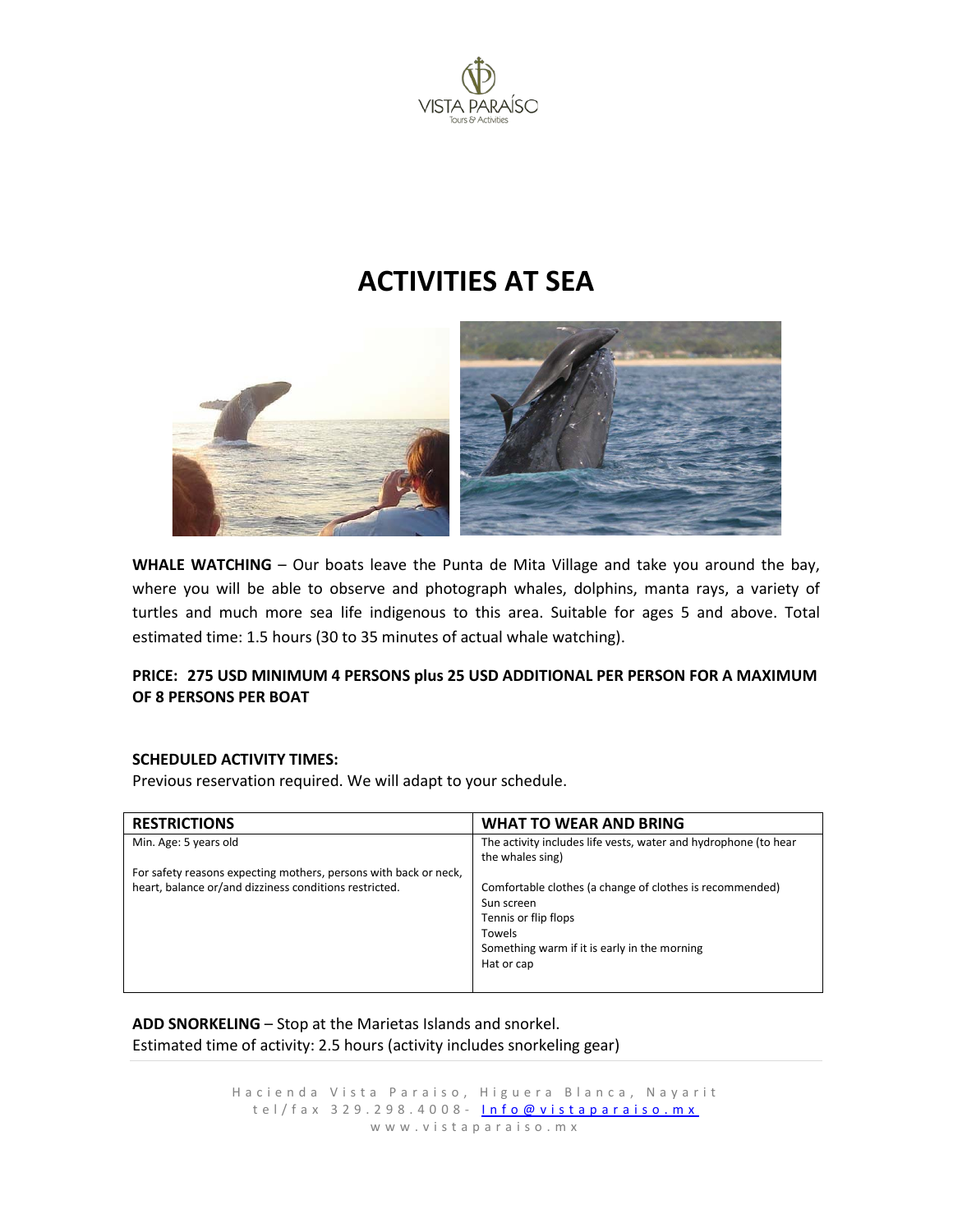VISTA PARAÍSO
Tours & Activities

# ACTIVITIES AT SEA

**WHALE WATCHING** – Our boats leave the Punta de Mita Village and take you around the bay, where you will be able to observe and photograph whales, dolphins, manta rays, a variety of turtles and much more sea life indigenous to this area. Suitable for ages 5 and above. Total estimated time: 1.5 hours (30 to 35 minutes of actual whale watching).

**PRICE: 275 USD MINIMUM 4 PERSONS plus 25 USD ADDITIONAL PER PERSON FOR A MAXIMUM OF 8 PERSONS PER BOAT**

**SCHEDULED ACTIVITY TIMES:**
Previous reservation required. We will adapt to your schedule.

| RESTRICTIONS | WHAT TO WEAR AND BRING |
|---|---|
| Min. Age: 5 years old<br><br>For safety reasons expecting mothers, persons with back or neck, heart, balance or/and dizziness conditions restricted. | The activity includes life vests, water and hydrophone (to hear the whales sing)<br><br>Comfortable clothes (a change of clothes is recommended)<br>Sun screen<br>Tennis or flip flops<br>Towels<br>Something warm if it is early in the morning<br>Hat or cap |

**ADD SNORKELING** – Stop at the Marietas Islands and snorkel.
Estimated time of activity: 2.5 hours (activity includes snorkeling gear)

Hacienda Vista Paraiso, Higuera Blanca, Nayarit
tel/fax 329.298.4008- Info@vistaparaiso.mx
www.vistaparaiso.mx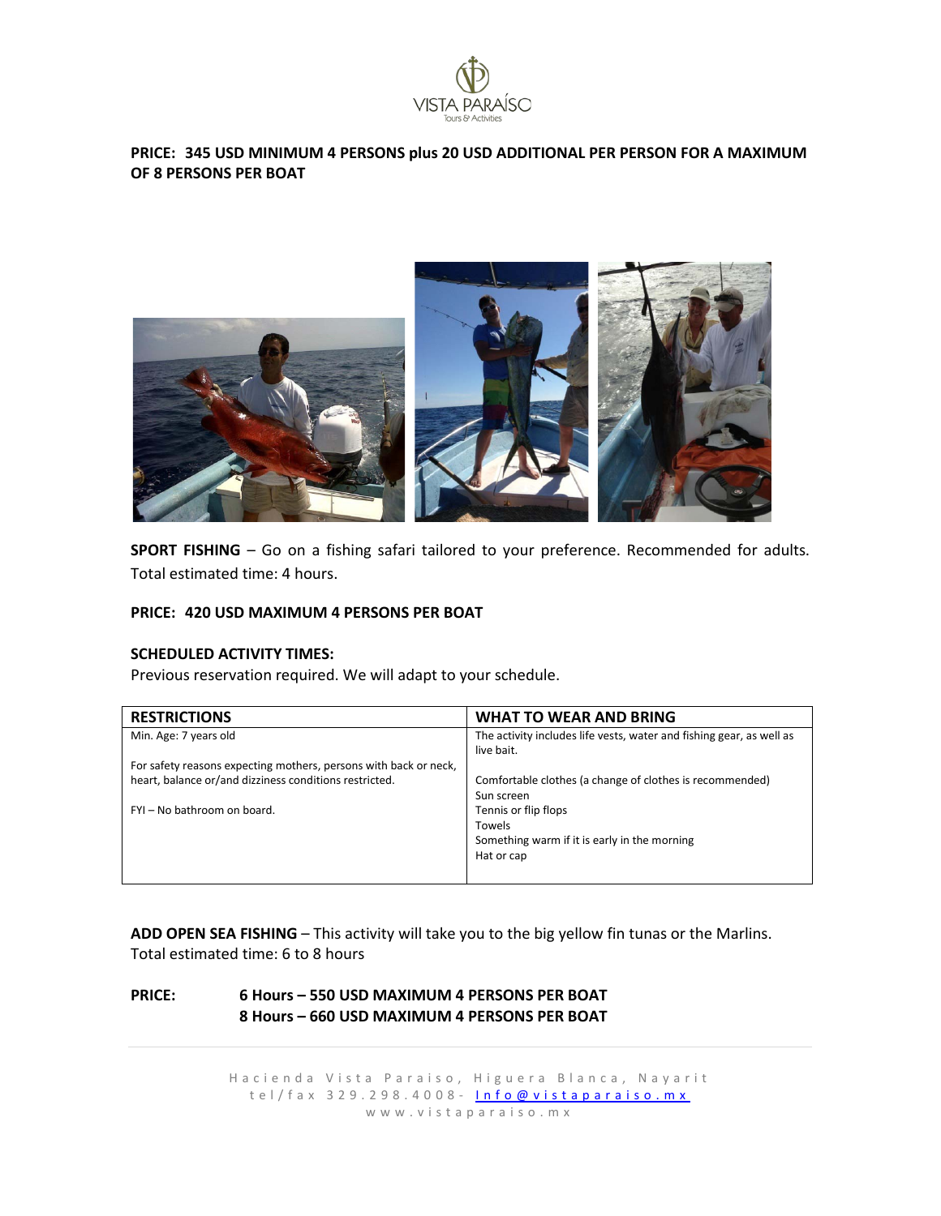VISTA PARAÍSO
Tours & Activities

**PRICE: 345 USD MINIMUM 4 PERSONS plus 20 USD ADDITIONAL PER PERSON FOR A MAXIMUM OF 8 PERSONS PER BOAT**

**SPORT FISHING** – Go on a fishing safari tailored to your preference. Recommended for adults. Total estimated time: 4 hours.

**PRICE: 420 USD MAXIMUM 4 PERSONS PER BOAT**

**SCHEDULED ACTIVITY TIMES:**
Previous reservation required. We will adapt to your schedule.

| RESTRICTIONS | WHAT TO WEAR AND BRING |
|---|---|
| Min. Age: 7 years old<br><br>For safety reasons expecting mothers, persons with back or neck, heart, balance or/and dizziness conditions restricted.<br><br>FYI – No bathroom on board. | The activity includes life vests, water and fishing gear, as well as live bait.<br><br>Comfortable clothes (a change of clothes is recommended)<br>Sun screen<br>Tennis or flip flops<br>Towels<br>Something warm if it is early in the morning<br>Hat or cap |

**ADD OPEN SEA FISHING** – This activity will take you to the big yellow fin tunas or the Marlins. Total estimated time: 6 to 8 hours

**PRICE:**
**6 Hours – 550 USD MAXIMUM 4 PERSONS PER BOAT**
**8 Hours – 660 USD MAXIMUM 4 PERSONS PER BOAT**

Hacienda Vista Paraiso, Higuera Blanca, Nayarit
tel/fax 329.298.4008- Info@vistaparaiso.mx
www.vistaparaiso.mx